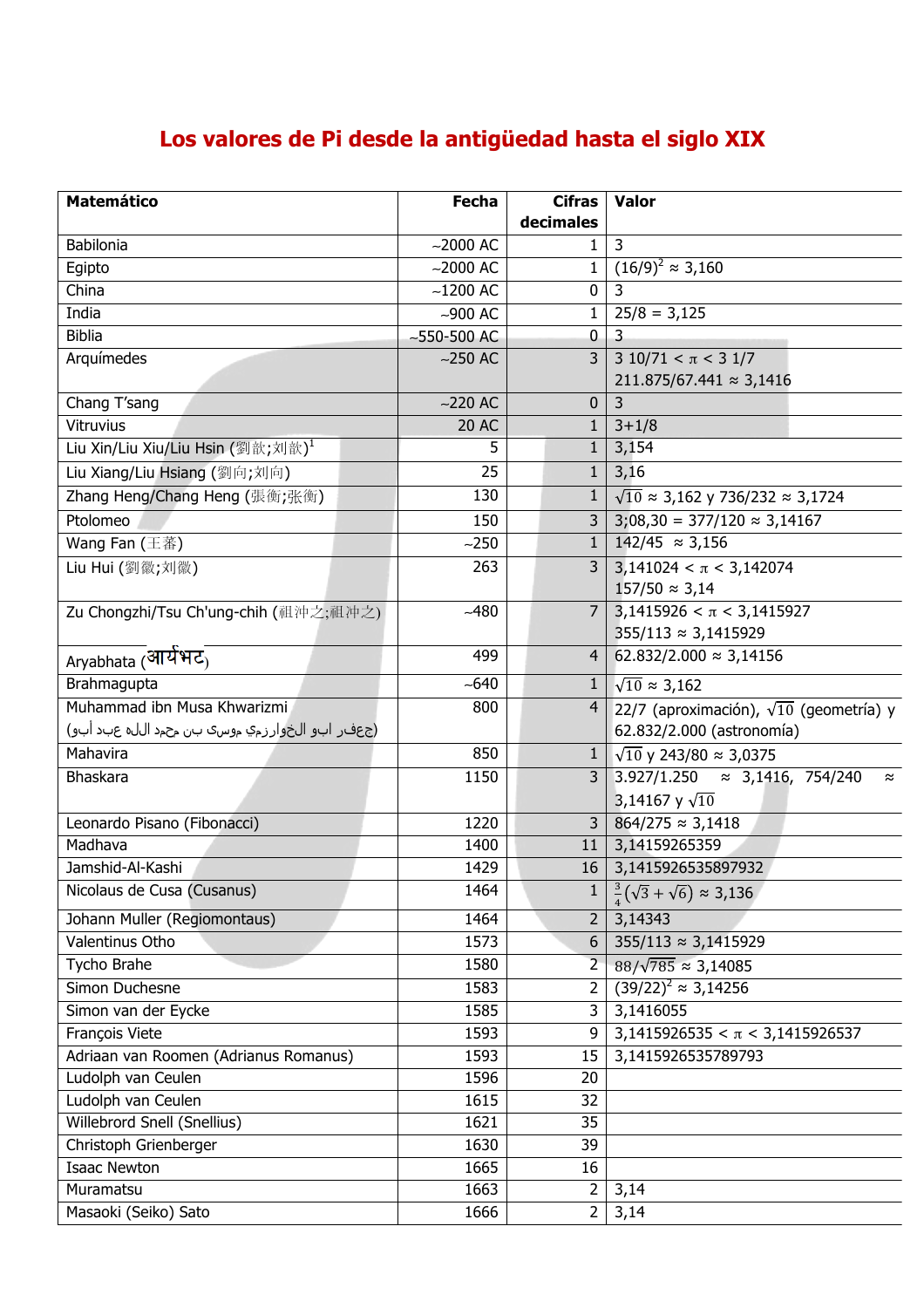# Los valores de Pi desde la antigüedad hasta el siglo XIX

| Matemático | Fecha | Cifras decimales | Valor |
|---|---|---|---|
| Babilonia | ~2000 AC | 1 | 3 |
| Egipto | ~2000 AC | 1 | $(16/9)^2 \approx 3{,}160$ |
| China | ~1200 AC | 0 | 3 |
| India | ~900 AC | 1 | 25/8 = 3,125 |
| Biblia | ~550-500 AC | 0 | 3 |
| Arquímedes | ~250 AC | 3 | $3\ 10/71 < \pi < 3\ 1/7$<br>211.875/67.441 ≈ 3,1416 |
| Chang T'sang | ~220 AC | 0 | 3 |
| Vitruvius | 20 AC | 1 | 3+1/8 |
| Liu Xin/Liu Xiu/Liu Hsin (劉歆;刘歆)[1] | 5 | 1 | 3,154 |
| Liu Xiang/Liu Hsiang (劉向;刘向) | 25 | 1 | 3,16 |
| Zhang Heng/Chang Heng (張衡;张衡) | 130 | 1 | $\sqrt{10} \approx 3{,}162$ y 736/232 ≈ 3,1724 |
| Ptolomeo | 150 | 3 | 3;08,30 = 377/120 ≈ 3,14167 |
| Wang Fan (王蕃) | ~250 | 1 | 142/45 ≈ 3,156 |
| Liu Hui (劉徽;刘徽) | 263 | 3 | $3{,}141024 < \pi < 3{,}142074$<br>157/50 ≈ 3,14 |
| Zu Chongzhi/Tsu Ch'ung-chih (祖沖之;祖冲之) | ~480 | 7 | $3{,}1415926 < \pi < 3{,}1415927$<br>355/113 ≈ 3,1415929 |
| Aryabhata (आर्यभट) | 499 | 4 | 62.832/2.000 ≈ 3,14156 |
| Brahmagupta | ~640 | 1 | $\sqrt{10} \approx 3{,}162$ |
| Muhammad ibn Musa Khwarizmi<br>(جعفر ابو الخوارزمي موسى بن محمد الله عبد أبو) | 800 | 4 | 22/7 (aproximación), $\sqrt{10}$ (geometría) y 62.832/2.000 (astronomía) |
| Mahavira | 850 | 1 | $\sqrt{10}$ y 243/80 ≈ 3,0375 |
| Bhaskara | 1150 | 3 | 3.927/1.250 ≈ 3,1416, 754/240 ≈ 3,14167 y $\sqrt{10}$ |
| Leonardo Pisano (Fibonacci) | 1220 | 3 | 864/275 ≈ 3,1418 |
| Madhava | 1400 | 11 | 3,14159265359 |
| Jamshid-Al-Kashi | 1429 | 16 | 3,1415926535897932 |
| Nicolaus de Cusa (Cusanus) | 1464 | 1 | $\frac{3}{4}(\sqrt{3}+\sqrt{6}) \approx 3{,}136$ |
| Johann Muller (Regiomontaus) | 1464 | 2 | 3,14343 |
| Valentinus Otho | 1573 | 6 | 355/113 ≈ 3,1415929 |
| Tycho Brahe | 1580 | 2 | $88/\sqrt{785} \approx 3{,}14085$ |
| Simon Duchesne | 1583 | 2 | $(39/22)^2 \approx 3{,}14256$ |
| Simon van der Eycke | 1585 | 3 | 3,1416055 |
| François Viete | 1593 | 9 | $3{,}1415926535 < \pi < 3{,}1415926537$ |
| Adriaan van Roomen (Adrianus Romanus) | 1593 | 15 | 3,1415926535789793 |
| Ludolph van Ceulen | 1596 | 20 | |
| Ludolph van Ceulen | 1615 | 32 | |
| Willebrord Snell (Snellius) | 1621 | 35 | |
| Christoph Grienberger | 1630 | 39 | |
| Isaac Newton | 1665 | 16 | |
| Muramatsu | 1663 | 2 | 3,14 |
| Masaoki (Seiko) Sato | 1666 | 2 | 3,14 |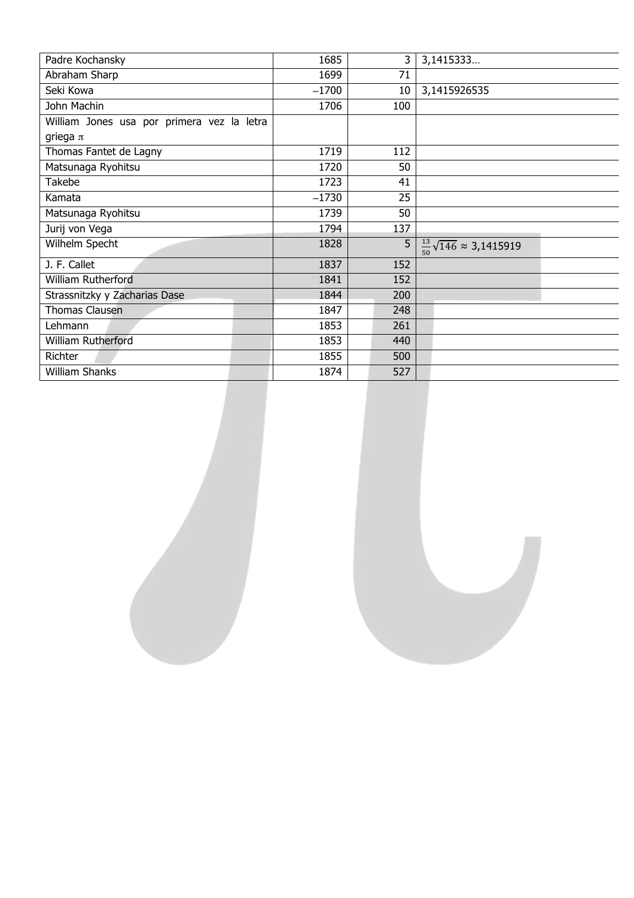| | | | |
|---|---|---|---|
| Padre Kochansky | 1685 | 3 | 3,1415333… |
| Abraham Sharp | 1699 | 71 | |
| Seki Kowa | ~1700 | 10 | 3,1415926535 |
| John Machin | 1706 | 100 | |
| William Jones usa por primera vez la letra griega $\pi$ | | | |
| Thomas Fantet de Lagny | 1719 | 112 | |
| Matsunaga Ryohitsu | 1720 | 50 | |
| Takebe | 1723 | 41 | |
| Kamata | ~1730 | 25 | |
| Matsunaga Ryohitsu | 1739 | 50 | |
| Jurij von Vega | 1794 | 137 | |
| Wilhelm Specht | 1828 | 5 | $\frac{13}{50}\sqrt{146} \approx 3{,}1415919$ |
| J. F. Callet | 1837 | 152 | |
| William Rutherford | 1841 | 152 | |
| Strassnitzky y Zacharias Dase | 1844 | 200 | |
| Thomas Clausen | 1847 | 248 | |
| Lehmann | 1853 | 261 | |
| William Rutherford | 1853 | 440 | |
| Richter | 1855 | 500 | |
| William Shanks | 1874 | 527 | |